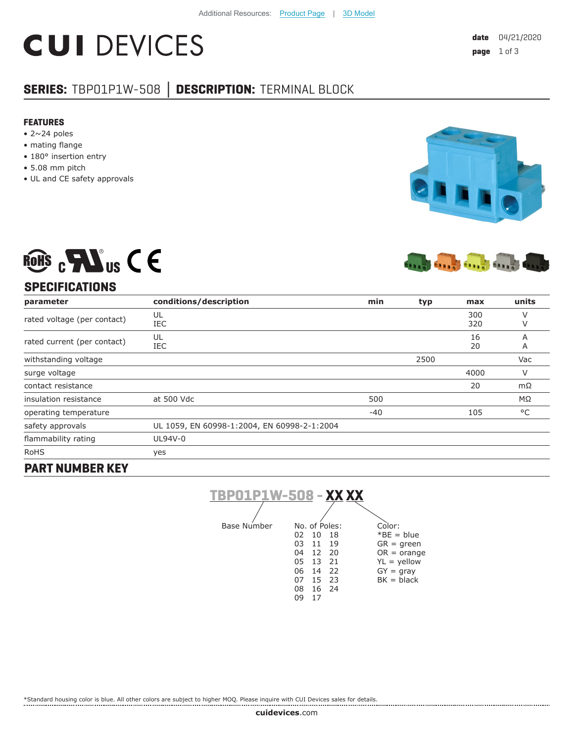Additional Resources: Product Page | 3D Model

# CUI DEVICES

date 04/21/2020

## SERIES: TBP01P1W-508 | DESCRIPTION: TERMINAL BLOCK

### FEATURES

- 2~24 poles
- mating flange
- 180° insertion entry
- 5.08 mm pitch
- UL and CE safety approvals

## SPECIFICATIONS

| parameter | conditions/description | min | typ | max | units |
|---|---|---|---|---|---|
| rated voltage (per contact) | UL<br>IEC | | | 300<br>320 | V<br>V |
| rated current (per contact) | UL<br>IEC | | | 16<br>20 | A<br>A |
| withstanding voltage | | | 2500 | | Vac |
| surge voltage | | | | 4000 | V |
| contact resistance | | | | 20 | mΩ |
| insulation resistance | at 500 Vdc | 500 | | | MΩ |
| operating temperature | | -40 | | 105 | °C |
| safety approvals | UL 1059, EN 60998-1:2004, EN 60998-2-1:2004 | | | | |
| flammability rating | UL94V-0 | | | | |
| RoHS | yes | | | | |

## PART NUMBER KEY

**TBP01P1W-508 - XX XX**

Base Number

No. of Poles:
02 10 18
03 11 19
04 12 20
05 13 21
06 14 22
07 15 23
08 16 24
09 17

Color:
*BE = blue
GR = green
OR = orange
YL = yellow
GY = gray
BK = black

*Standard housing color is blue. All other colors are subject to higher MOQ. Please inquire with CUI Devices sales for details.

cuidevices.com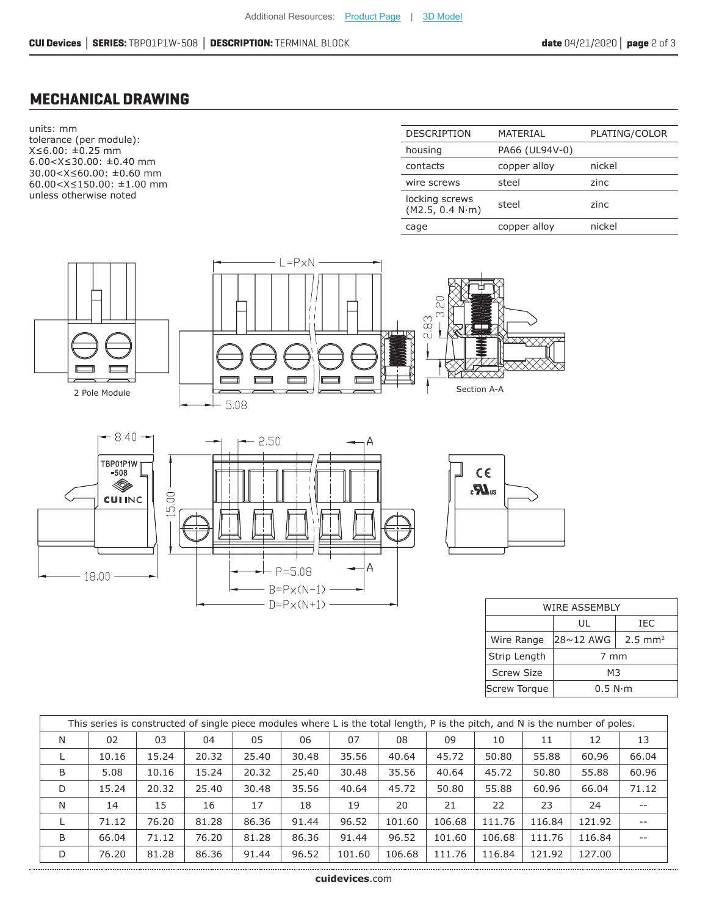## MECHANICAL DRAWING

units: mm
tolerance (per module):
X≤6.00: ±0.25 mm
6.00<X≤30.00: ±0.40 mm
30.00<X≤60.00: ±0.60 mm
60.00<X≤150.00: ±1.00 mm
unless otherwise noted

| DESCRIPTION | MATERIAL | PLATING/COLOR |
|---|---|---|
| housing | PA66 (UL94V-0) | |
| contacts | copper alloy | nickel |
| wire screws | steel | zinc |
| locking screws (M2.5, 0.4 N·m) | steel | zinc |
| cage | copper alloy | nickel |

L=P×N

2 Pole Module

5.08

3.20

2.83

Section A-A

8.40

2.50

A

TBP01P1W -508

CUI INC

15.00

18.00

P=5.08

B=P×(N-1)

D=P×(N+1)

| WIRE ASSEMBLY | | |
|---|---|---|
| | UL | IEC |
| Wire Range | 28~12 AWG | 2.5 mm² |
| Strip Length | 7 mm | |
| Screw Size | M3 | |
| Screw Torque | 0.5 N·m | |

This series is constructed of single piece modules where L is the total length, P is the pitch, and N is the number of poles.

| N | 02 | 03 | 04 | 05 | 06 | 07 | 08 | 09 | 10 | 11 | 12 | 13 |
|---|---|---|---|---|---|---|---|---|---|---|---|---|
| L | 10.16 | 15.24 | 20.32 | 25.40 | 30.48 | 35.56 | 40.64 | 45.72 | 50.80 | 55.88 | 60.96 | 66.04 |
| B | 5.08 | 10.16 | 15.24 | 20.32 | 25.40 | 30.48 | 35.56 | 40.64 | 45.72 | 50.80 | 55.88 | 60.96 |
| D | 15.24 | 20.32 | 25.40 | 30.48 | 35.56 | 40.64 | 45.72 | 50.80 | 55.88 | 60.96 | 66.04 | 71.12 |
| N | 14 | 15 | 16 | 17 | 18 | 19 | 20 | 21 | 22 | 23 | 24 | -- |
| L | 71.12 | 76.20 | 81.28 | 86.36 | 91.44 | 96.52 | 101.60 | 106.68 | 111.76 | 116.84 | 121.92 | -- |
| B | 66.04 | 71.12 | 76.20 | 81.28 | 86.36 | 91.44 | 96.52 | 101.60 | 106.68 | 111.76 | 116.84 | -- |
| D | 76.20 | 81.28 | 86.36 | 91.44 | 96.52 | 101.60 | 106.68 | 111.76 | 116.84 | 121.92 | 127.00 | |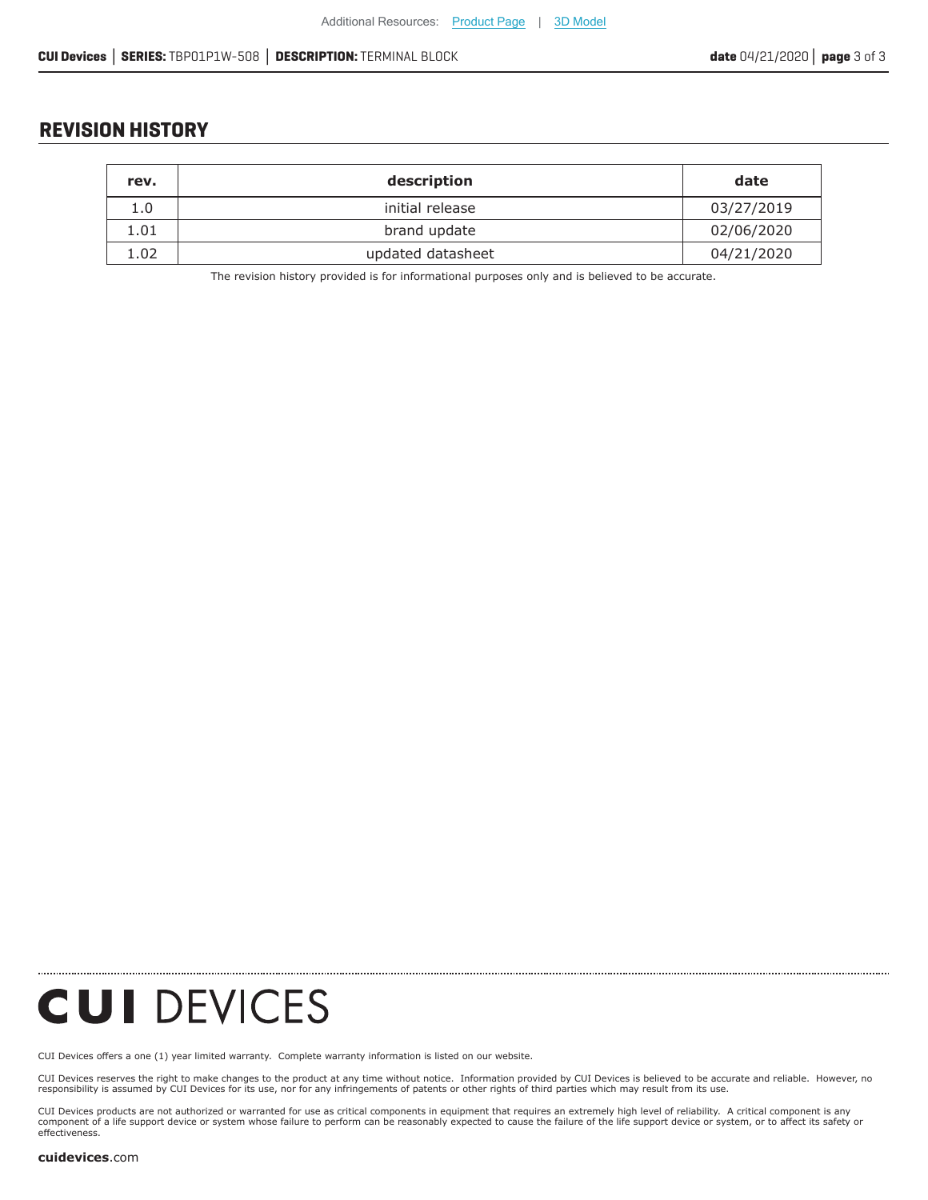## REVISION HISTORY

| rev. | description | date |
|---|---|---|
| 1.0 | initial release | 03/27/2019 |
| 1.01 | brand update | 02/06/2020 |
| 1.02 | updated datasheet | 04/21/2020 |

The revision history provided is for informational purposes only and is believed to be accurate.

**CUI** DEVICES

CUI Devices offers a one (1) year limited warranty. Complete warranty information is listed on our website.

CUI Devices reserves the right to make changes to the product at any time without notice. Information provided by CUI Devices is believed to be accurate and reliable. However, no responsibility is assumed by CUI Devices for its use, nor for any infringements of patents or other rights of third parties which may result from its use.

CUI Devices products are not authorized or warranted for use as critical components in equipment that requires an extremely high level of reliability. A critical component is any component of a life support device or system whose failure to perform can be reasonably expected to cause the failure of the life support device or system, or to affect its safety or effectiveness.

**cuidevices**.com